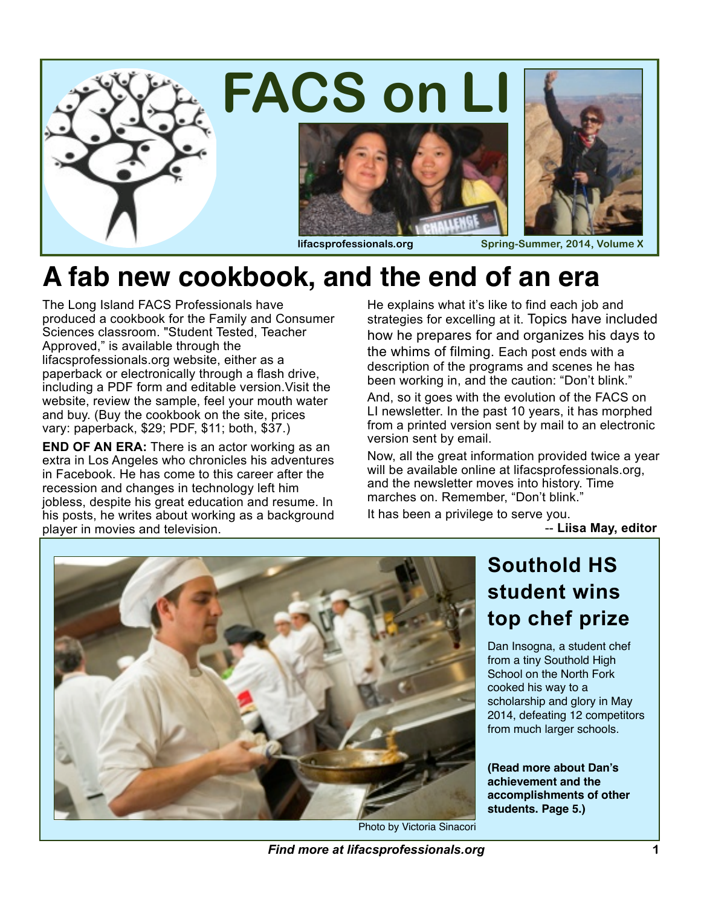# FACS on LI

lifacsprofessionals.org

Spring-Summer, 2014, Volume X

## A fab new cookbook, and the end of an era

The Long Island FACS Professionals have produced a cookbook for the Family and Consumer Sciences classroom. "Student Tested, Teacher Approved," is available through the lifacsprofessionals.org website, either as a paperback or electronically through a flash drive, including a PDF form and editable version.Visit the website, review the sample, feel your mouth water and buy. (Buy the cookbook on the site, prices vary: paperback, $29; PDF, $11; both, $37.)

**END OF AN ERA:** There is an actor working as an extra in Los Angeles who chronicles his adventures in Facebook. He has come to this career after the recession and changes in technology left him jobless, despite his great education and resume. In his posts, he writes about working as a background player in movies and television. He explains what it's like to find each job and strategies for excelling at it. Topics have included how he prepares for and organizes his days to the whims of filming. Each post ends with a description of the programs and scenes he has been working in, and the caution: "Don't blink."

And, so it goes with the evolution of the FACS on LI newsletter. In the past 10 years, it has morphed from a printed version sent by mail to an electronic version sent by email.

Now, all the great information provided twice a year will be available online at lifacsprofessionals.org, and the newsletter moves into history. Time marches on. Remember, "Don't blink."

It has been a privilege to serve you.

-- **Liisa May, editor**

Photo by Victoria Sinacori

## Southold HS student wins top chef prize

Dan Insogna, a student chef from a tiny Southold High School on the North Fork cooked his way to a scholarship and glory in May 2014, defeating 12 competitors from much larger schools.

**(Read more about Dan's achievement and the accomplishments of other students. Page 5.)**

***Find more at lifacsprofessionals.org***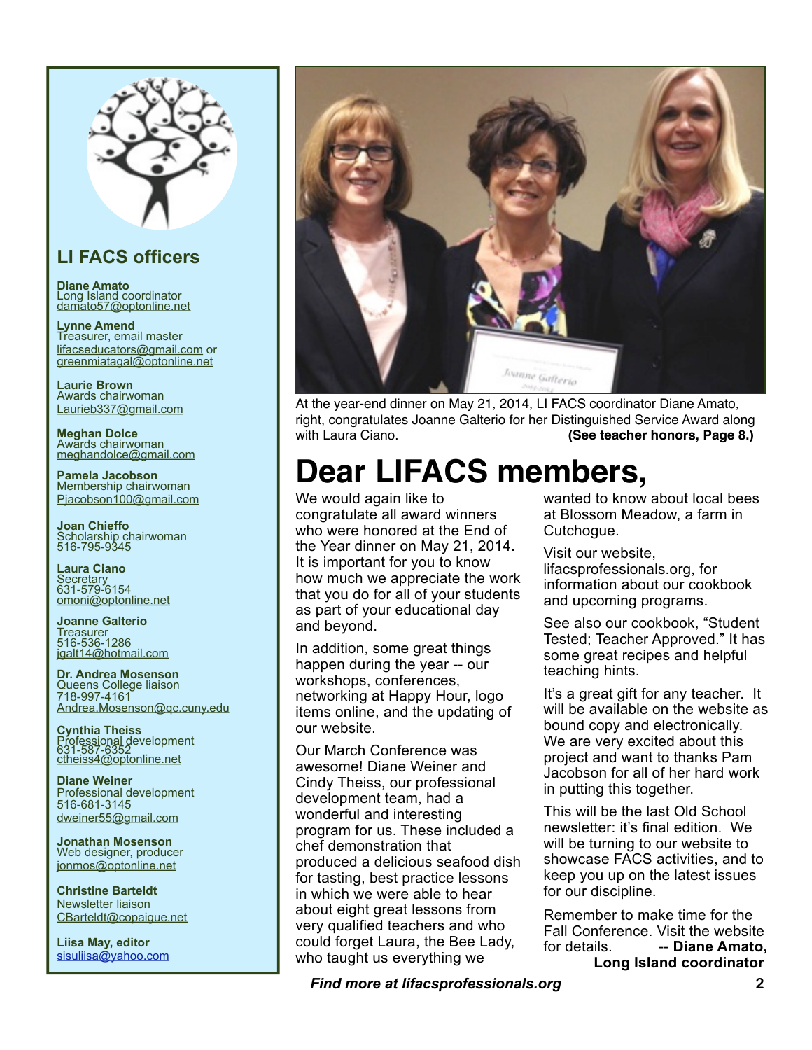## LI FACS officers

**Diane Amato**
Long Island coordinator
damato57@optonline.net

**Lynne Amend**
Treasurer, email master
lifacseducators@gmail.com or greenmiatagal@optonline.net

**Laurie Brown**
Awards chairwoman
Laurieb337@gmail.com

**Meghan Dolce**
Awards chairwoman
meghandolce@gmail.com

**Pamela Jacobson**
Membership chairwoman
Pjacobson100@gmail.com

**Joan Chieffo**
Scholarship chairwoman
516-795-9345

**Laura Ciano**
Secretary
631-579-6154
omoni@optonline.net

**Joanne Galterio**
Treasurer
516-536-1286
jgalt14@hotmail.com

**Dr. Andrea Mosenson**
Queens College liaison
718-997-4161
Andrea.Mosenson@qc.cuny.edu

**Cynthia Theiss**
Professional development
631-587-6352
ctheiss4@optonline.net

**Diane Weiner**
Professional development
516-681-3145
dweiner55@gmail.com

**Jonathan Mosenson**
Web designer, producer
jonmos@optonline.net

**Christine Barteldt**
Newsletter liaison
CBarteldt@copaigue.net

**Liisa May, editor**
sisuliisa@yahoo.com

At the year-end dinner on May 21, 2014, LI FACS coordinator Diane Amato, right, congratulates Joanne Galterio for her Distinguished Service Award along with Laura Ciano. **(See teacher honors, Page 8.)**

# Dear LIFACS members,

We would again like to congratulate all award winners who were honored at the End of the Year dinner on May 21, 2014. It is important for you to know how much we appreciate the work that you do for all of your students as part of your educational day and beyond.

In addition, some great things happen during the year -- our workshops, conferences, networking at Happy Hour, logo items online, and the updating of our website.

Our March Conference was awesome! Diane Weiner and Cindy Theiss, our professional development team, had a wonderful and interesting program for us. These included a chef demonstration that produced a delicious seafood dish for tasting, best practice lessons in which we were able to hear about eight great lessons from very qualified teachers and who could forget Laura, the Bee Lady, who taught us everything we wanted to know about local bees at Blossom Meadow, a farm in Cutchogue.

Visit our website, lifacsprofessionals.org, for information about our cookbook and upcoming programs.

See also our cookbook, "Student Tested; Teacher Approved." It has some great recipes and helpful teaching hints.

It's a great gift for any teacher. It will be available on the website as bound copy and electronically. We are very excited about this project and want to thanks Pam Jacobson for all of her hard work in putting this together.

This will be the last Old School newsletter: it's final edition. We will be turning to our website to showcase FACS activities, and to keep you up on the latest issues for our discipline.

Remember to make time for the Fall Conference. Visit the website for details. -- **Diane Amato, Long Island coordinator**

***Find more at lifacsprofessionals.org***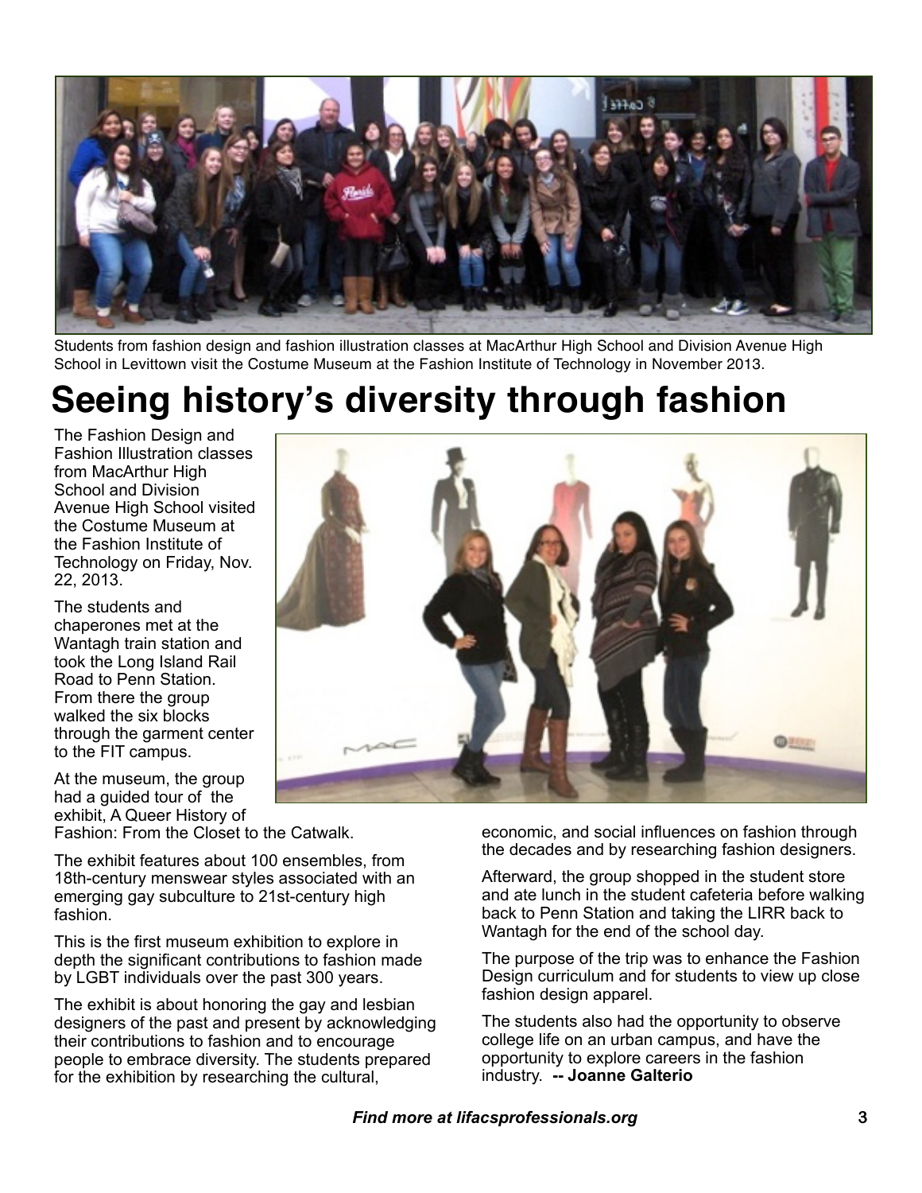Students from fashion design and fashion illustration classes at MacArthur High School and Division Avenue High School in Levittown visit the Costume Museum at the Fashion Institute of Technology in November 2013.

# Seeing history's diversity through fashion

The Fashion Design and Fashion Illustration classes from MacArthur High School and Division Avenue High School visited the Costume Museum at the Fashion Institute of Technology on Friday, Nov. 22, 2013.

The students and chaperones met at the Wantagh train station and took the Long Island Rail Road to Penn Station. From there the group walked the six blocks through the garment center to the FIT campus.

At the museum, the group had a guided tour of the exhibit, A Queer History of Fashion: From the Closet to the Catwalk.

The exhibit features about 100 ensembles, from 18th-century menswear styles associated with an emerging gay subculture to 21st-century high fashion.

This is the first museum exhibition to explore in depth the significant contributions to fashion made by LGBT individuals over the past 300 years.

The exhibit is about honoring the gay and lesbian designers of the past and present by acknowledging their contributions to fashion and to encourage people to embrace diversity. The students prepared for the exhibition by researching the cultural, economic, and social influences on fashion through the decades and by researching fashion designers.

Afterward, the group shopped in the student store and ate lunch in the student cafeteria before walking back to Penn Station and taking the LIRR back to Wantagh for the end of the school day.

The purpose of the trip was to enhance the Fashion Design curriculum and for students to view up close fashion design apparel.

The students also had the opportunity to observe college life on an urban campus, and have the opportunity to explore careers in the fashion industry. **-- Joanne Galterio**

***Find more at lifacsprofessionals.org***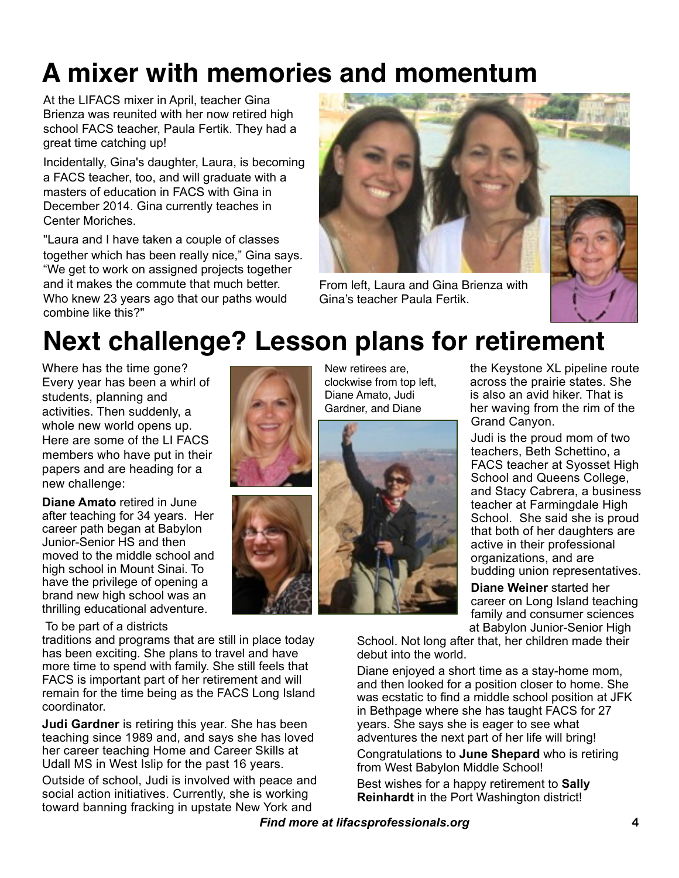# A mixer with memories and momentum

At the LIFACS mixer in April, teacher Gina Brienza was reunited with her now retired high school FACS teacher, Paula Fertik. They had a great time catching up!

Incidentally, Gina's daughter, Laura, is becoming a FACS teacher, too, and will graduate with a masters of education in FACS with Gina in December 2014. Gina currently teaches in Center Moriches.

"Laura and I have taken a couple of classes together which has been really nice," Gina says. "We get to work on assigned projects together and it makes the commute that much better. Who knew 23 years ago that our paths would combine like this?"

From left, Laura and Gina Brienza with Gina's teacher Paula Fertik.

# Next challenge? Lesson plans for retirement

Where has the time gone? Every year has been a whirl of students, planning and activities. Then suddenly, a whole new world opens up. Here are some of the LI FACS members who have put in their papers and are heading for a new challenge:

New retirees are, clockwise from top left, Diane Amato, Judi Gardner, and Diane

**Diane Amato** retired in June after teaching for 34 years. Her career path began at Babylon Junior-Senior HS and then moved to the middle school and high school in Mount Sinai. To have the privilege of opening a brand new high school was an thrilling educational adventure.

To be part of a districts traditions and programs that are still in place today has been exciting. She plans to travel and have more time to spend with family. She still feels that FACS is important part of her retirement and will remain for the time being as the FACS Long Island coordinator.

**Judi Gardner** is retiring this year. She has been teaching since 1989 and, and says she has loved her career teaching Home and Career Skills at Udall MS in West Islip for the past 16 years.

Outside of school, Judi is involved with peace and social action initiatives. Currently, she is working toward banning fracking in upstate New York and the Keystone XL pipeline route across the prairie states. She is also an avid hiker. That is her waving from the rim of the Grand Canyon.

Judi is the proud mom of two teachers, Beth Schettino, a FACS teacher at Syosset High School and Queens College, and Stacy Cabrera, a business teacher at Farmingdale High School. She said she is proud that both of her daughters are active in their professional organizations, and are budding union representatives.

**Diane Weiner** started her career on Long Island teaching family and consumer sciences at Babylon Junior-Senior High School. Not long after that, her children made their debut into the world.

Diane enjoyed a short time as a stay-home mom, and then looked for a position closer to home. She was ecstatic to find a middle school position at JFK in Bethpage where she has taught FACS for 27 years. She says she is eager to see what adventures the next part of her life will bring!

Congratulations to **June Shepard** who is retiring from West Babylon Middle School!

Best wishes for a happy retirement to **Sally Reinhardt** in the Port Washington district!

***Find more at lifacsprofessionals.org***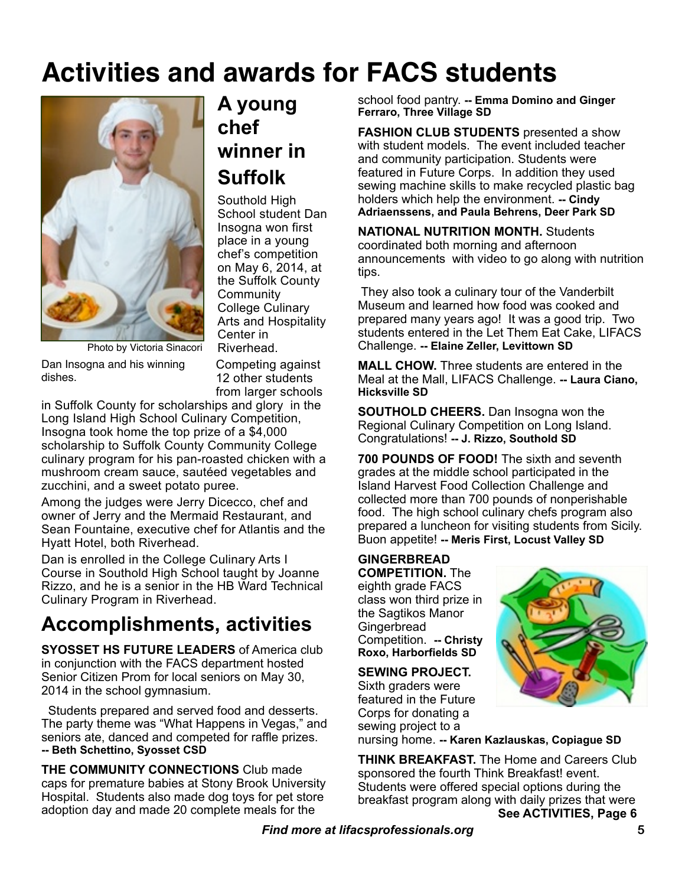# Activities and awards for FACS students

## A young chef winner in Suffolk

Photo by Victoria Sinacori

Dan Insogna and his winning dishes.

Southold High School student Dan Insogna won first place in a young chef's competition on May 6, 2014, at the Suffolk County Community College Culinary Arts and Hospitality Center in Riverhead.

Competing against 12 other students from larger schools in Suffolk County for scholarships and glory in the Long Island High School Culinary Competition, Insogna took home the top prize of a $4,000 scholarship to Suffolk County Community College culinary program for his pan-roasted chicken with a mushroom cream sauce, sautéed vegetables and zucchini, and a sweet potato puree.

Among the judges were Jerry Dicecco, chef and owner of Jerry and the Mermaid Restaurant, and Sean Fountaine, executive chef for Atlantis and the Hyatt Hotel, both Riverhead.

Dan is enrolled in the College Culinary Arts I Course in Southold High School taught by Joanne Rizzo, and he is a senior in the HB Ward Technical Culinary Program in Riverhead.

## Accomplishments, activities

**SYOSSET HS FUTURE LEADERS** of America club in conjunction with the FACS department hosted Senior Citizen Prom for local seniors on May 30, 2014 in the school gymnasium.

Students prepared and served food and desserts. The party theme was "What Happens in Vegas," and seniors ate, danced and competed for raffle prizes. **-- Beth Schettino, Syosset CSD**

**THE COMMUNITY CONNECTIONS** Club made caps for premature babies at Stony Brook University Hospital. Students also made dog toys for pet store adoption day and made 20 complete meals for the school food pantry. **-- Emma Domino and Ginger Ferraro, Three Village SD**

**FASHION CLUB STUDENTS** presented a show with student models. The event included teacher and community participation. Students were featured in Future Corps. In addition they used sewing machine skills to make recycled plastic bag holders which help the environment. **-- Cindy Adriaenssens, and Paula Behrens, Deer Park SD**

**NATIONAL NUTRITION MONTH.** Students coordinated both morning and afternoon announcements with video to go along with nutrition tips.

They also took a culinary tour of the Vanderbilt Museum and learned how food was cooked and prepared many years ago! It was a good trip. Two students entered in the Let Them Eat Cake, LIFACS Challenge. **-- Elaine Zeller, Levittown SD**

**MALL CHOW.** Three students are entered in the Meal at the Mall, LIFACS Challenge. **-- Laura Ciano, Hicksville SD**

**SOUTHOLD CHEERS.** Dan Insogna won the Regional Culinary Competition on Long Island. Congratulations! **-- J. Rizzo, Southold SD**

**700 POUNDS OF FOOD!** The sixth and seventh grades at the middle school participated in the Island Harvest Food Collection Challenge and collected more than 700 pounds of nonperishable food. The high school culinary chefs program also prepared a luncheon for visiting students from Sicily. Buon appetite! **-- Meris First, Locust Valley SD**

**GINGERBREAD COMPETITION.** The eighth grade FACS class won third prize in the Sagtikos Manor Gingerbread Competition. **-- Christy Roxo, Harborfields SD**

**SEWING PROJECT.** Sixth graders were featured in the Future Corps for donating a sewing project to a nursing home. **-- Karen Kazlauskas, Copiague SD**

**THINK BREAKFAST.** The Home and Careers Club sponsored the fourth Think Breakfast! event. Students were offered special options during the breakfast program along with daily prizes that were

**See ACTIVITIES, Page 6**

***Find more at lifacsprofessionals.org***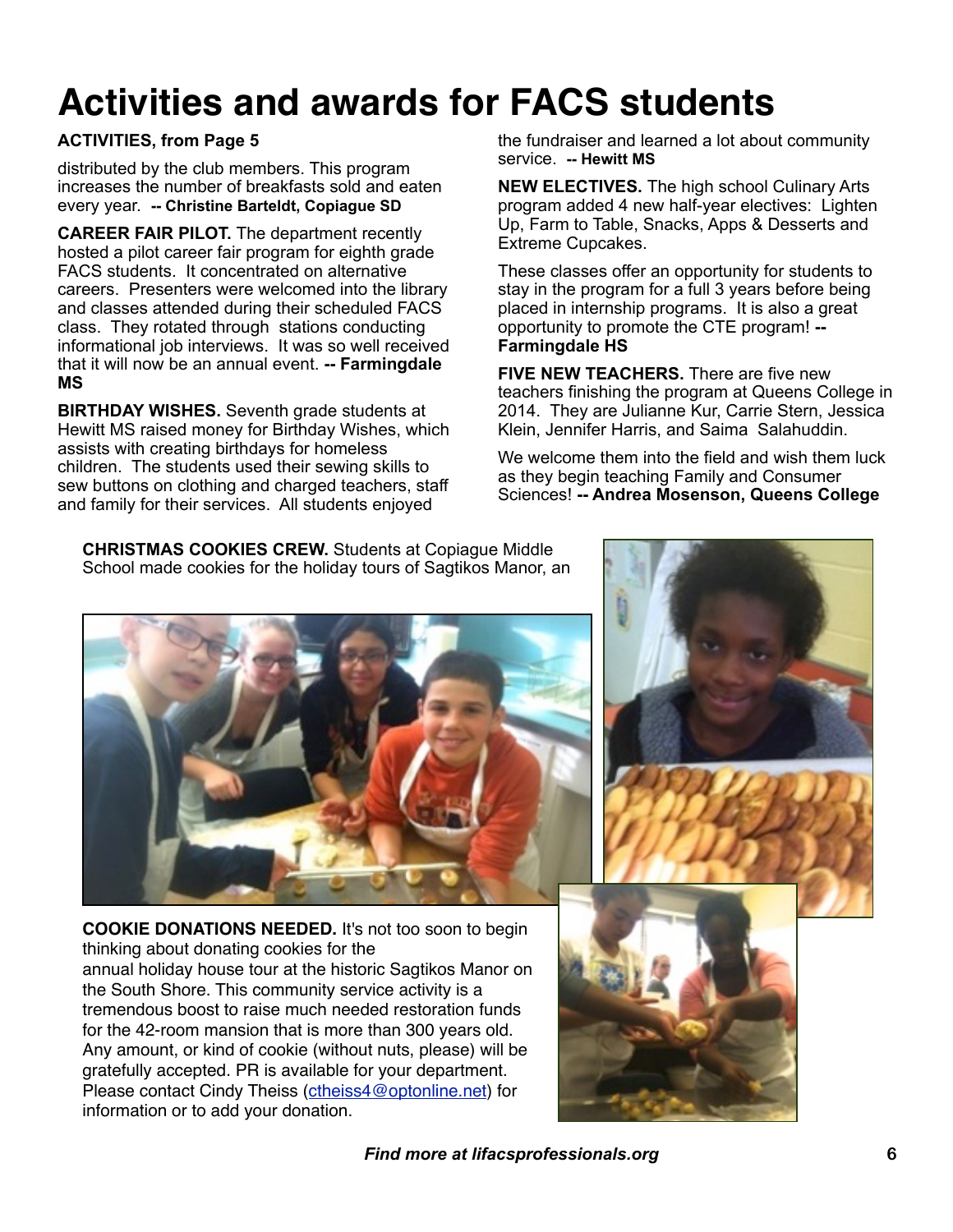# Activities and awards for FACS students

**ACTIVITIES, from Page 5**

distributed by the club members. This program increases the number of breakfasts sold and eaten every year. **-- Christine Barteldt, Copiague SD**

**CAREER FAIR PILOT.** The department recently hosted a pilot career fair program for eighth grade FACS students. It concentrated on alternative careers. Presenters were welcomed into the library and classes attended during their scheduled FACS class. They rotated through stations conducting informational job interviews. It was so well received that it will now be an annual event. **-- Farmingdale MS**

**BIRTHDAY WISHES.** Seventh grade students at Hewitt MS raised money for Birthday Wishes, which assists with creating birthdays for homeless children. The students used their sewing skills to sew buttons on clothing and charged teachers, staff and family for their services. All students enjoyed the fundraiser and learned a lot about community service. **-- Hewitt MS**

**NEW ELECTIVES.** The high school Culinary Arts program added 4 new half-year electives: Lighten Up, Farm to Table, Snacks, Apps & Desserts and Extreme Cupcakes.

These classes offer an opportunity for students to stay in the program for a full 3 years before being placed in internship programs. It is also a great opportunity to promote the CTE program! **-- Farmingdale HS**

**FIVE NEW TEACHERS.** There are five new teachers finishing the program at Queens College in 2014. They are Julianne Kur, Carrie Stern, Jessica Klein, Jennifer Harris, and Saima Salahuddin.

We welcome them into the field and wish them luck as they begin teaching Family and Consumer Sciences! **-- Andrea Mosenson, Queens College**

**CHRISTMAS COOKIES CREW.** Students at Copiague Middle School made cookies for the holiday tours of Sagtikos Manor, an

**COOKIE DONATIONS NEEDED.** It's not too soon to begin thinking about donating cookies for the annual holiday house tour at the historic Sagtikos Manor on the South Shore. This community service activity is a tremendous boost to raise much needed restoration funds for the 42-room mansion that is more than 300 years old. Any amount, or kind of cookie (without nuts, please) will be gratefully accepted. PR is available for your department. Please contact Cindy Theiss (ctheiss4@optonline.net) for information or to add your donation.

*Find more at lifacsprofessionals.org*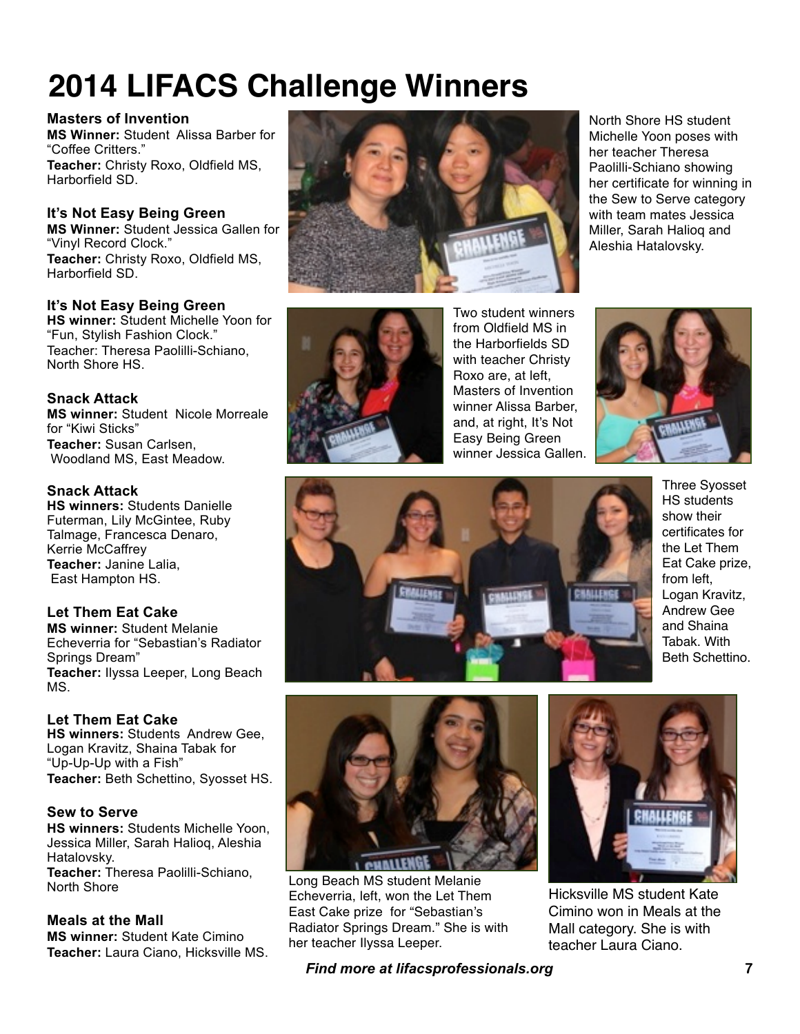# 2014 LIFACS Challenge Winners

### Masters of Invention

**MS Winner:** Student Alissa Barber for "Coffee Critters."
**Teacher:** Christy Roxo, Oldfield MS, Harborfield SD.

### It's Not Easy Being Green

**MS Winner:** Student Jessica Gallen for "Vinyl Record Clock."
**Teacher:** Christy Roxo, Oldfield MS, Harborfield SD.

### It's Not Easy Being Green

**HS winner:** Student Michelle Yoon for "Fun, Stylish Fashion Clock."
Teacher: Theresa Paolilli-Schiano, North Shore HS.

### Snack Attack

**MS winner:** Student Nicole Morreale for "Kiwi Sticks"
**Teacher:** Susan Carlsen, Woodland MS, East Meadow.

### Snack Attack

**HS winners:** Students Danielle Futerman, Lily McGintee, Ruby Talmage, Francesca Denaro, Kerrie McCaffrey
**Teacher:** Janine Lalia, East Hampton HS.

### Let Them Eat Cake

**MS winner:** Student Melanie Echeverria for "Sebastian's Radiator Springs Dream"
**Teacher:** Ilyssa Leeper, Long Beach MS.

### Let Them Eat Cake

**HS winners:** Students Andrew Gee, Logan Kravitz, Shaina Tabak for "Up-Up-Up with a Fish"
**Teacher:** Beth Schettino, Syosset HS.

### Sew to Serve

**HS winners:** Students Michelle Yoon, Jessica Miller, Sarah Halioq, Aleshia Hatalovsky.
**Teacher:** Theresa Paolilli-Schiano, North Shore

### Meals at the Mall

**MS winner:** Student Kate Cimino
**Teacher:** Laura Ciano, Hicksville MS.

North Shore HS student Michelle Yoon poses with her teacher Theresa Paolilli-Schiano showing her certificate for winning in the Sew to Serve category with team mates Jessica Miller, Sarah Halioq and Aleshia Hatalovsky.

Two student winners from Oldfield MS in the Harborfields SD with teacher Christy Roxo are, at left, Masters of Invention winner Alissa Barber, and, at right, It's Not Easy Being Green winner Jessica Gallen.

Three Syosset HS students show their certificates for the Let Them Eat Cake prize, from left, Logan Kravitz, Andrew Gee and Shaina Tabak. With Beth Schettino.

Long Beach MS student Melanie Echeverria, left, won the Let Them East Cake prize for "Sebastian's Radiator Springs Dream." She is with her teacher Ilyssa Leeper.

Hicksville MS student Kate Cimino won in Meals at the Mall category. She is with teacher Laura Ciano.

***Find more at lifacsprofessionals.org***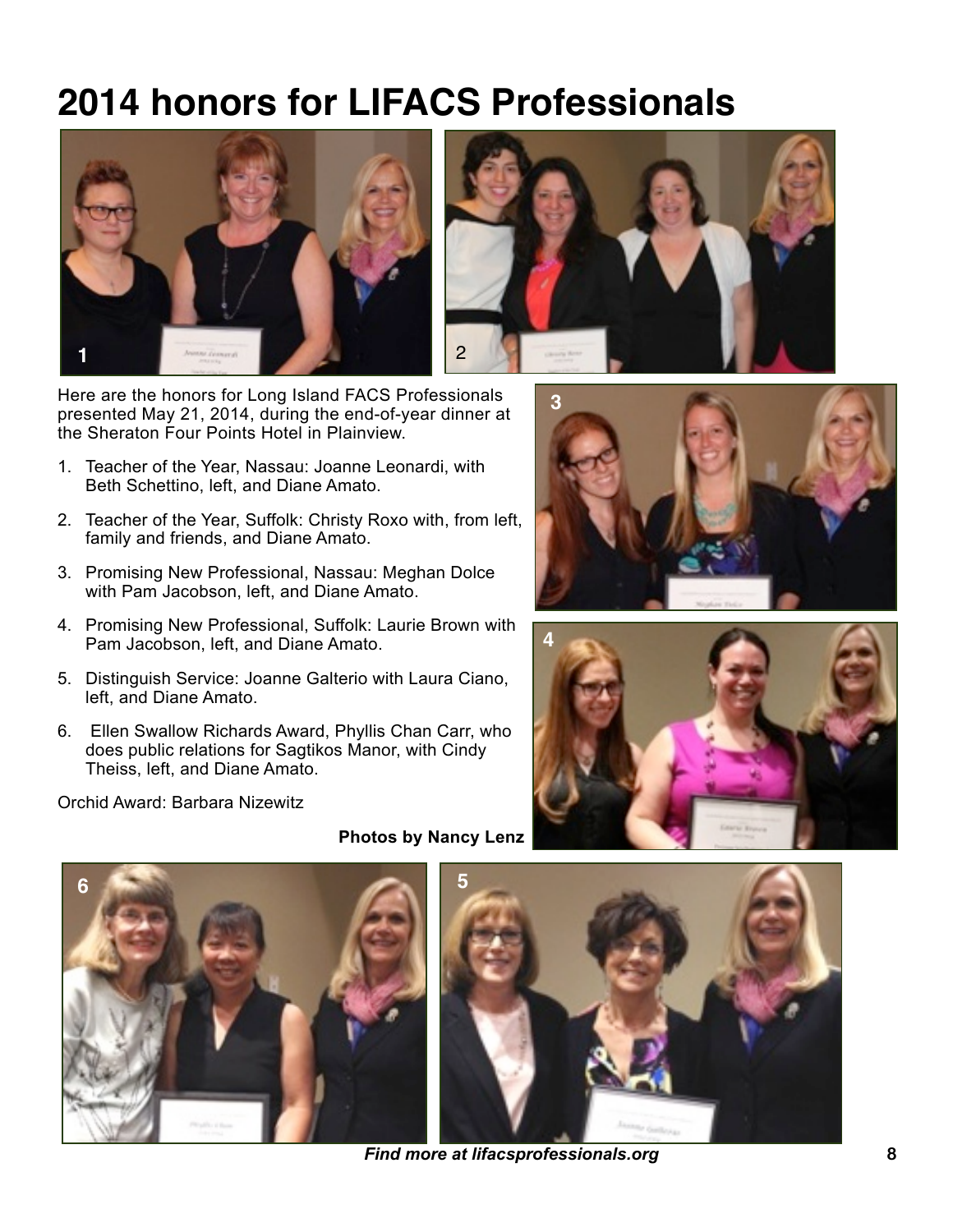# 2014 honors for LIFACS Professionals

Here are the honors for Long Island FACS Professionals presented May 21, 2014, during the end-of-year dinner at the Sheraton Four Points Hotel in Plainview.

1. Teacher of the Year, Nassau: Joanne Leonardi, with Beth Schettino, left, and Diane Amato.
2. Teacher of the Year, Suffolk: Christy Roxo with, from left, family and friends, and Diane Amato.
3. Promising New Professional, Nassau: Meghan Dolce with Pam Jacobson, left, and Diane Amato.
4. Promising New Professional, Suffolk: Laurie Brown with Pam Jacobson, left, and Diane Amato.
5. Distinguish Service: Joanne Galterio with Laura Ciano, left, and Diane Amato.
6. Ellen Swallow Richards Award, Phyllis Chan Carr, who does public relations for Sagtikos Manor, with Cindy Theiss, left, and Diane Amato.

Orchid Award: Barbara Nizewitz

**Photos by Nancy Lenz**

***Find more at lifacsprofessionals.org***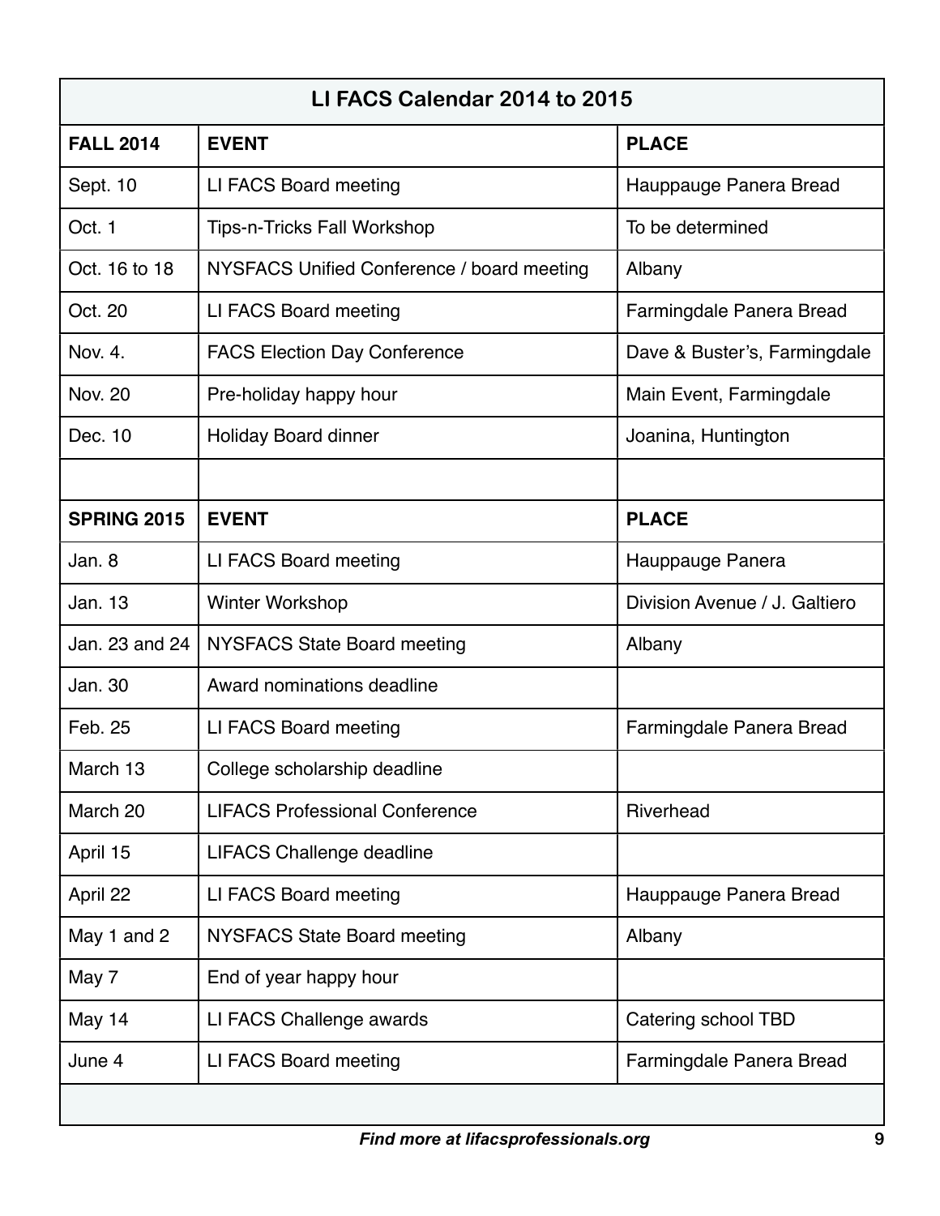| LI FACS Calendar 2014 to 2015 | | |
|---|---|---|
| **FALL 2014** | **EVENT** | **PLACE** |
| Sept. 10 | LI FACS Board meeting | Hauppauge Panera Bread |
| Oct. 1 | Tips-n-Tricks Fall Workshop | To be determined |
| Oct. 16 to 18 | NYSFACS Unified Conference / board meeting | Albany |
| Oct. 20 | LI FACS Board meeting | Farmingdale Panera Bread |
| Nov. 4. | FACS Election Day Conference | Dave & Buster's, Farmingdale |
| Nov. 20 | Pre-holiday happy hour | Main Event, Farmingdale |
| Dec. 10 | Holiday Board dinner | Joanina, Huntington |
| | | |
| **SPRING 2015** | **EVENT** | **PLACE** |
| Jan. 8 | LI FACS Board meeting | Hauppauge Panera |
| Jan. 13 | Winter Workshop | Division Avenue / J. Galtiero |
| Jan. 23 and 24 | NYSFACS State Board meeting | Albany |
| Jan. 30 | Award nominations deadline | |
| Feb. 25 | LI FACS Board meeting | Farmingdale Panera Bread |
| March 13 | College scholarship deadline | |
| March 20 | LIFACS Professional Conference | Riverhead |
| April 15 | LIFACS Challenge deadline | |
| April 22 | LI FACS Board meeting | Hauppauge Panera Bread |
| May 1 and 2 | NYSFACS State Board meeting | Albany |
| May 7 | End of year happy hour | |
| May 14 | LI FACS Challenge awards | Catering school TBD |
| June 4 | LI FACS Board meeting | Farmingdale Panera Bread |

***Find more at lifacsprofessionals.org***